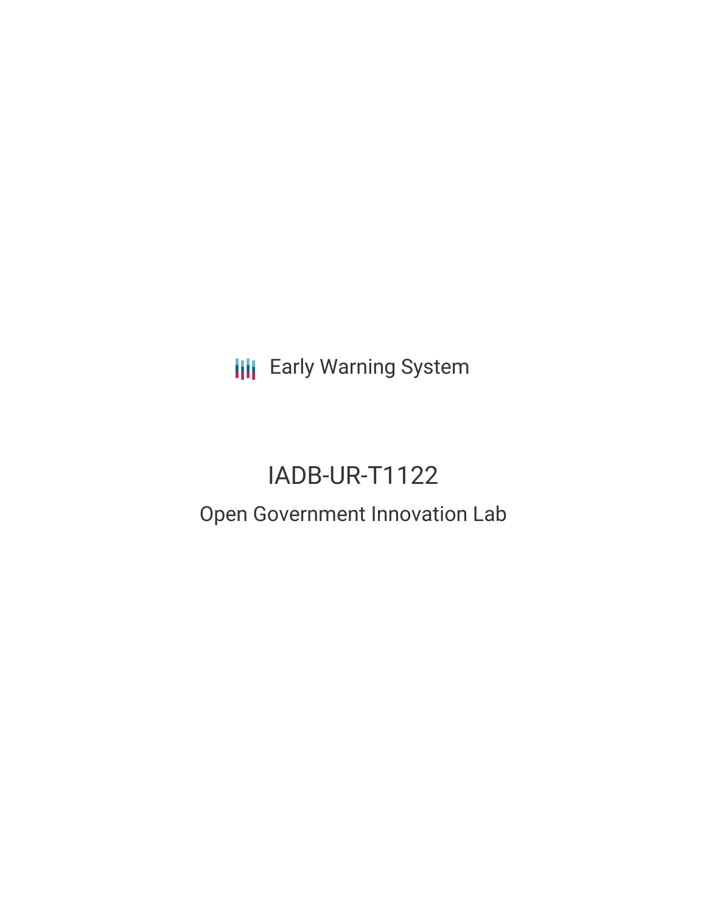Early Warning System

# IADB-UR-T1122

## Open Government Innovation Lab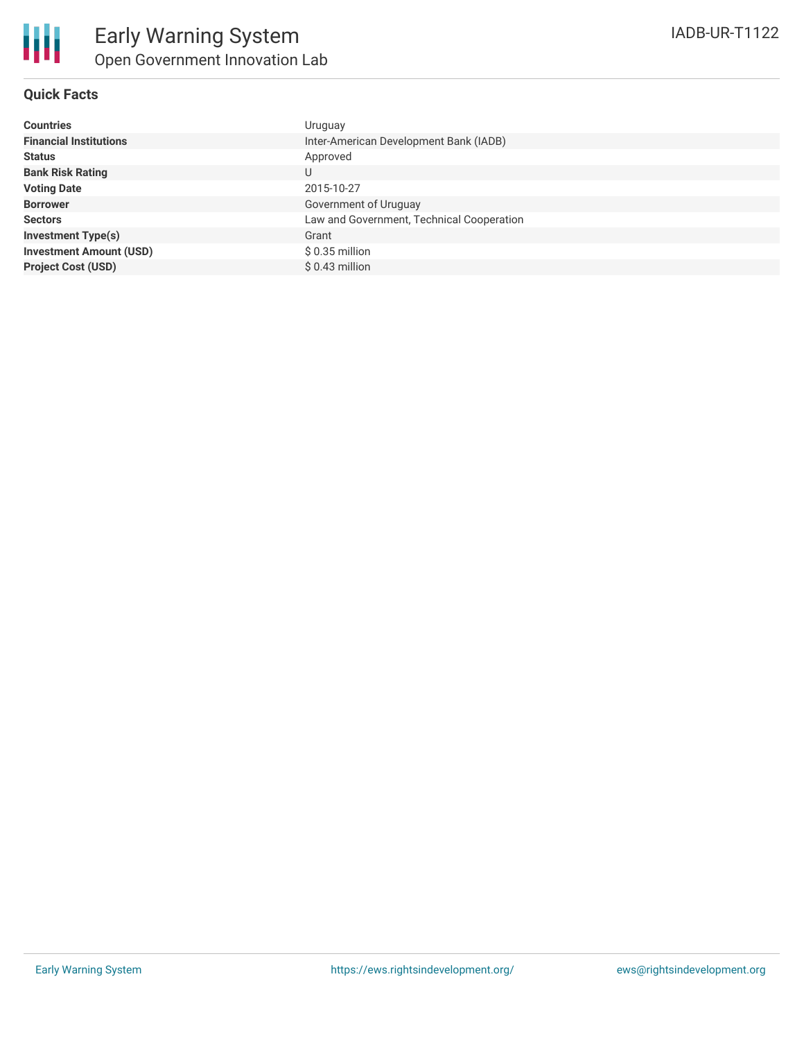# Early Warning System
## Open Government Innovation Lab

IADB-UR-T1122

### Quick Facts

| | |
|---|---|
| **Countries** | Uruguay |
| **Financial Institutions** | Inter-American Development Bank (IADB) |
| **Status** | Approved |
| **Bank Risk Rating** | U |
| **Voting Date** | 2015-10-27 |
| **Borrower** | Government of Uruguay |
| **Sectors** | Law and Government, Technical Cooperation |
| **Investment Type(s)** | Grant |
| **Investment Amount (USD)** | $ 0.35 million |
| **Project Cost (USD)** | $ 0.43 million |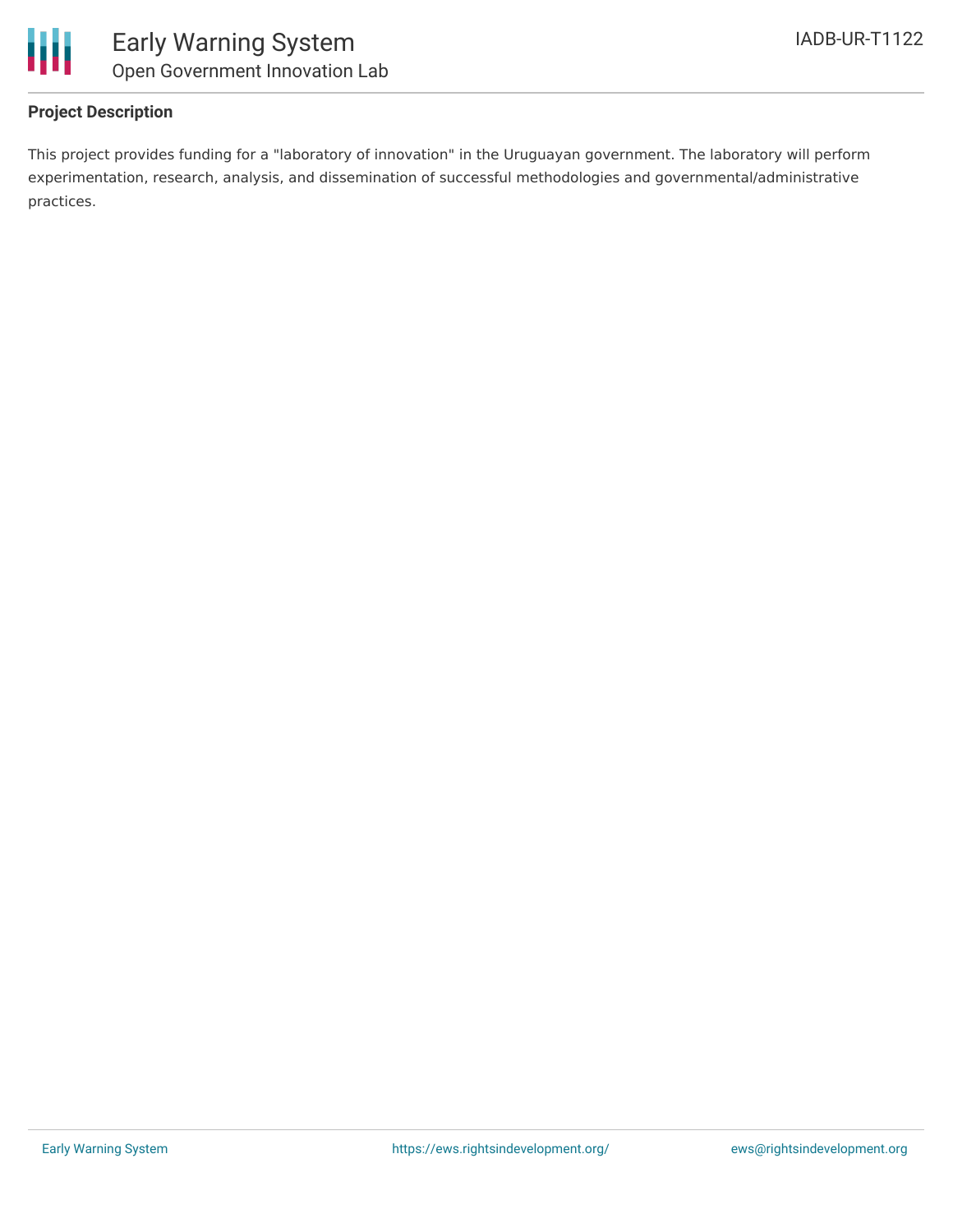## Project Description

This project provides funding for a "laboratory of innovation" in the Uruguayan government. The laboratory will perform experimentation, research, analysis, and dissemination of successful methodologies and governmental/administrative practices.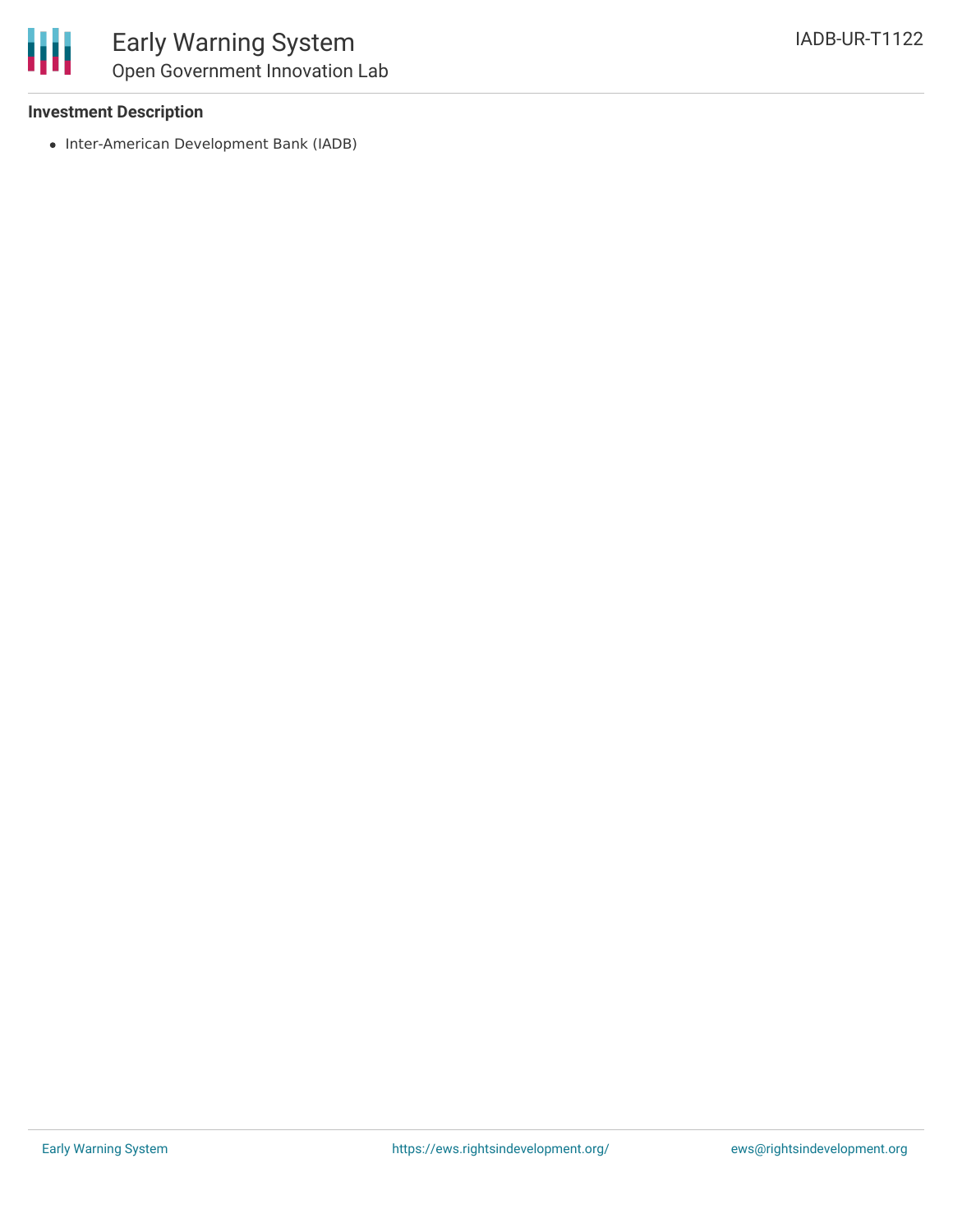**Investment Description**

- Inter-American Development Bank (IADB)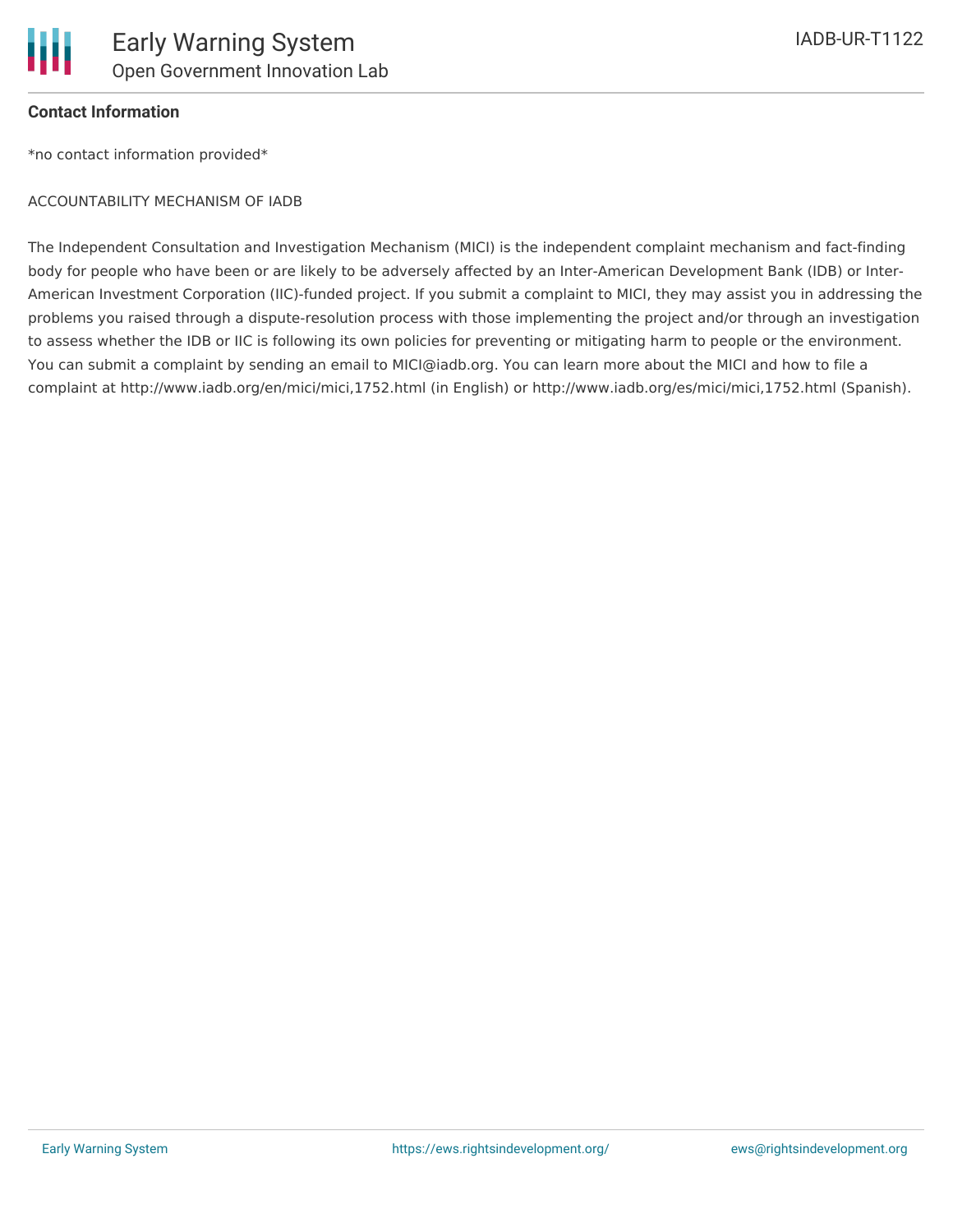**Contact Information**

*no contact information provided*

ACCOUNTABILITY MECHANISM OF IADB

The Independent Consultation and Investigation Mechanism (MICI) is the independent complaint mechanism and fact-finding body for people who have been or are likely to be adversely affected by an Inter-American Development Bank (IDB) or Inter-American Investment Corporation (IIC)-funded project. If you submit a complaint to MICI, they may assist you in addressing the problems you raised through a dispute-resolution process with those implementing the project and/or through an investigation to assess whether the IDB or IIC is following its own policies for preventing or mitigating harm to people or the environment. You can submit a complaint by sending an email to MICI@iadb.org. You can learn more about the MICI and how to file a complaint at http://www.iadb.org/en/mici/mici,1752.html (in English) or http://www.iadb.org/es/mici/mici,1752.html (Spanish).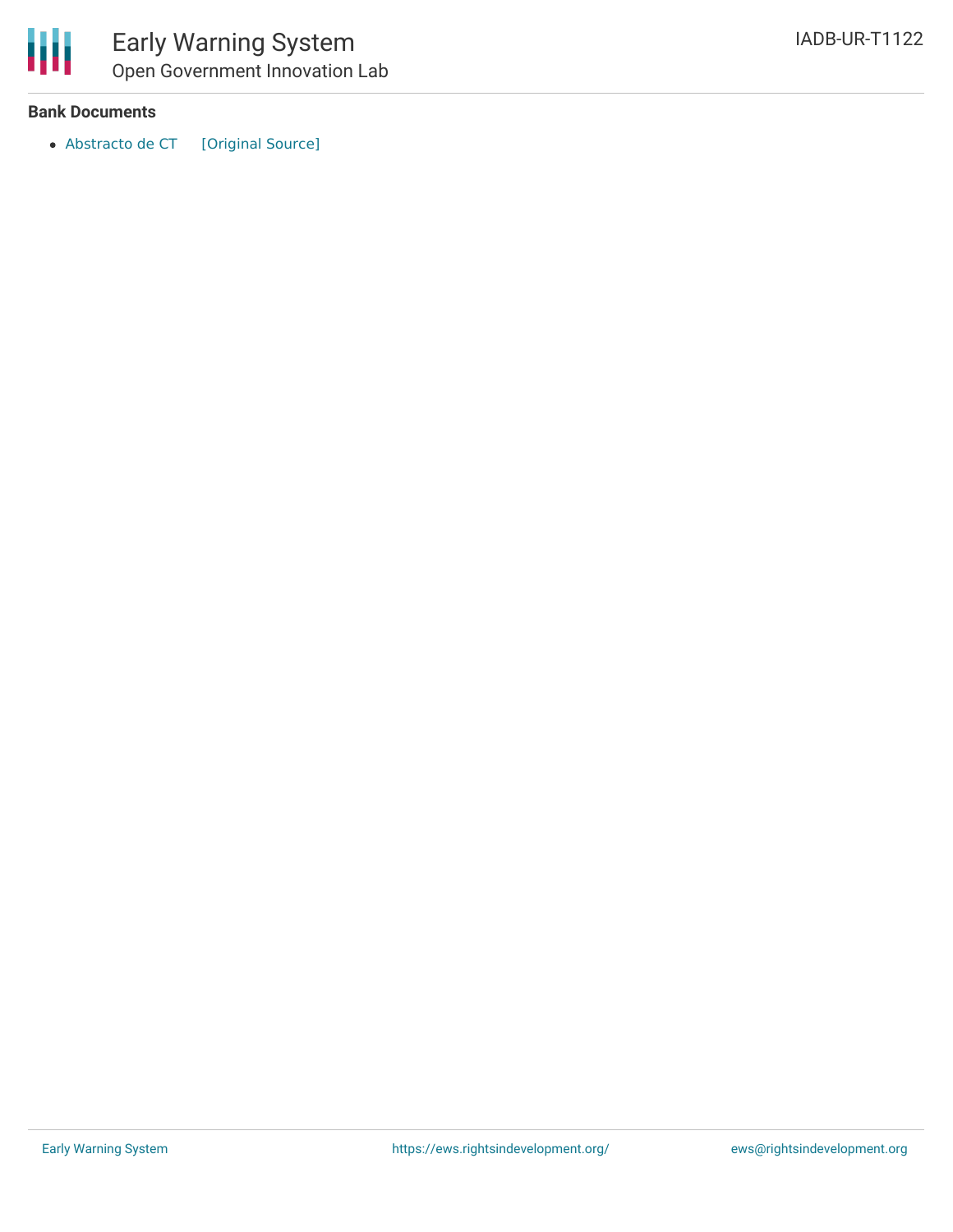**Bank Documents**

- Abstracto de CT [Original Source]